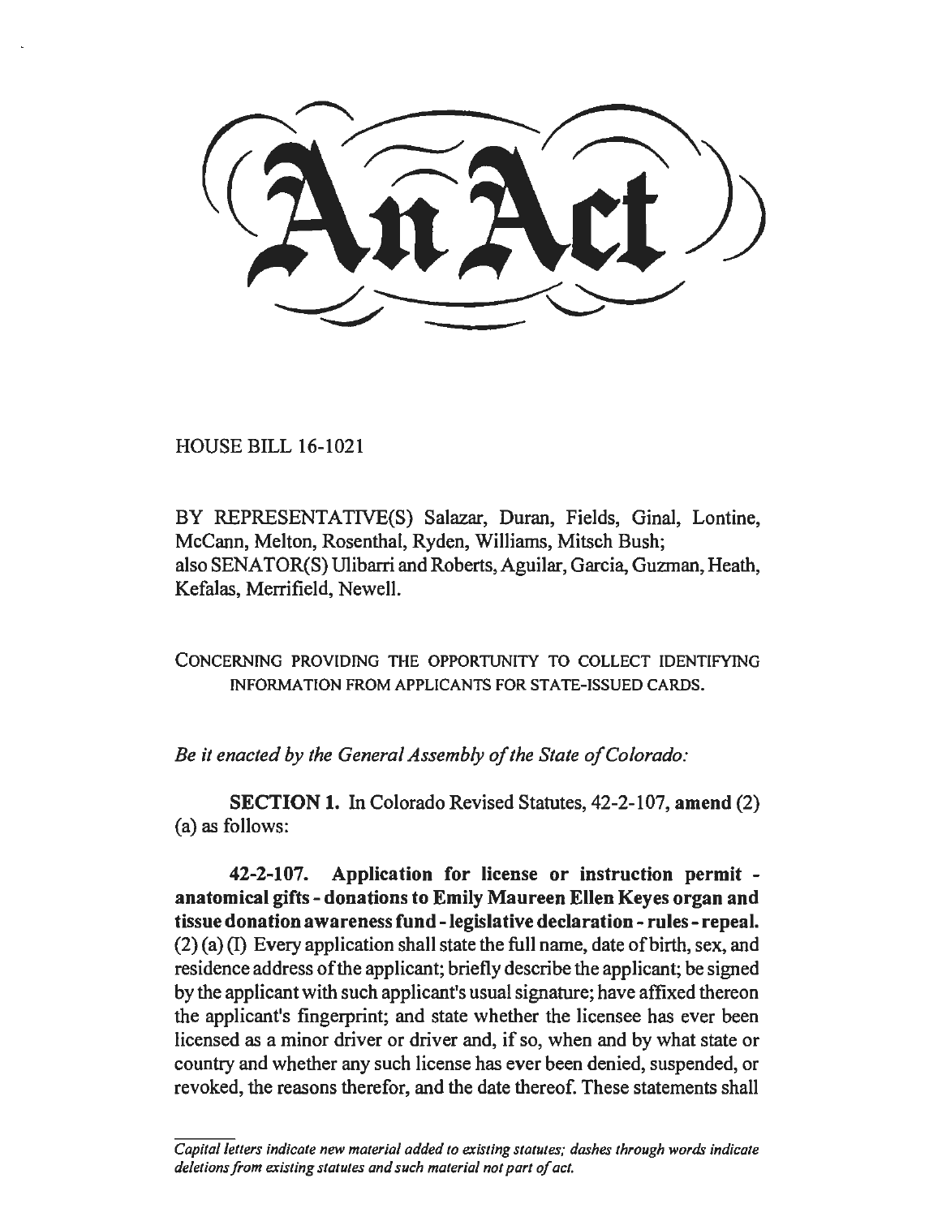# An Act

HOUSE BILL 16-1021

BY REPRESENTATIVE(S) Salazar, Duran, Fields, Ginal, Lontine, McCann, Melton, Rosenthal, Ryden, Williams, Mitsch Bush;
also SENATOR(S) Ulibarri and Roberts, Aguilar, Garcia, Guzman, Heath, Kefalas, Merrifield, Newell.

CONCERNING PROVIDING THE OPPORTUNITY TO COLLECT IDENTIFYING INFORMATION FROM APPLICANTS FOR STATE-ISSUED CARDS.

*Be it enacted by the General Assembly of the State of Colorado:*

**SECTION 1.** In Colorado Revised Statutes, 42-2-107, **amend** (2) (a) as follows:

**42-2-107. Application for license or instruction permit - anatomical gifts - donations to Emily Maureen Ellen Keyes organ and tissue donation awareness fund - legislative declaration - rules - repeal.** (2) (a) (I) Every application shall state the full name, date of birth, sex, and residence address of the applicant; briefly describe the applicant; be signed by the applicant with such applicant's usual signature; have affixed thereon the applicant's fingerprint; and state whether the licensee has ever been licensed as a minor driver or driver and, if so, when and by what state or country and whether any such license has ever been denied, suspended, or revoked, the reasons therefor, and the date thereof. These statements shall

*Capital letters indicate new material added to existing statutes; dashes through words indicate deletions from existing statutes and such material not part of act.*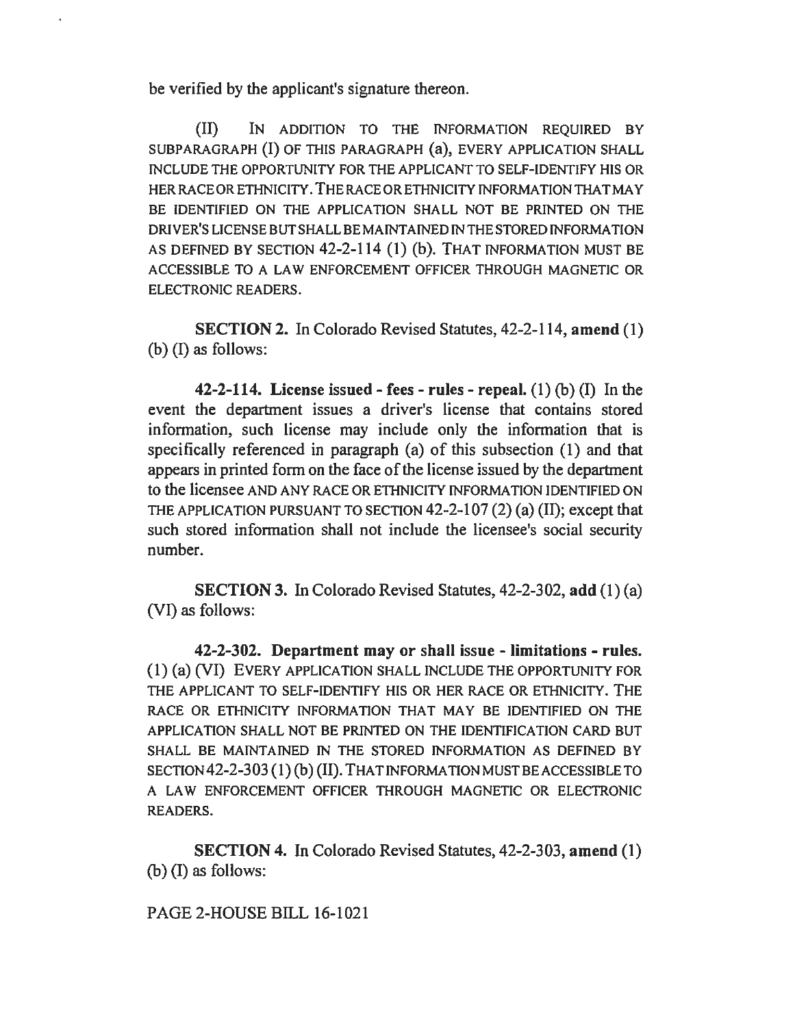be verified by the applicant's signature thereon.

(II) IN ADDITION TO THE INFORMATION REQUIRED BY SUBPARAGRAPH (I) OF THIS PARAGRAPH (a), EVERY APPLICATION SHALL INCLUDE THE OPPORTUNITY FOR THE APPLICANT TO SELF-IDENTIFY HIS OR HER RACE OR ETHNICITY. THE RACE OR ETHNICITY INFORMATION THAT MAY BE IDENTIFIED ON THE APPLICATION SHALL NOT BE PRINTED ON THE DRIVER'S LICENSE BUT SHALL BE MAINTAINED IN THE STORED INFORMATION AS DEFINED BY SECTION 42-2-114 (1) (b). THAT INFORMATION MUST BE ACCESSIBLE TO A LAW ENFORCEMENT OFFICER THROUGH MAGNETIC OR ELECTRONIC READERS.

**SECTION 2.** In Colorado Revised Statutes, 42-2-114, **amend** (1) (b) (I) as follows:

**42-2-114. License issued - fees - rules - repeal.** (1) (b) (I) In the event the department issues a driver's license that contains stored information, such license may include only the information that is specifically referenced in paragraph (a) of this subsection (1) and that appears in printed form on the face of the license issued by the department to the licensee AND ANY RACE OR ETHNICITY INFORMATION IDENTIFIED ON THE APPLICATION PURSUANT TO SECTION 42-2-107 (2) (a) (II); except that such stored information shall not include the licensee's social security number.

**SECTION 3.** In Colorado Revised Statutes, 42-2-302, **add** (1) (a) (VI) as follows:

**42-2-302. Department may or shall issue - limitations - rules.** (1) (a) (VI) EVERY APPLICATION SHALL INCLUDE THE OPPORTUNITY FOR THE APPLICANT TO SELF-IDENTIFY HIS OR HER RACE OR ETHNICITY. THE RACE OR ETHNICITY INFORMATION THAT MAY BE IDENTIFIED ON THE APPLICATION SHALL NOT BE PRINTED ON THE IDENTIFICATION CARD BUT SHALL BE MAINTAINED IN THE STORED INFORMATION AS DEFINED BY SECTION 42-2-303 (1) (b) (II). THAT INFORMATION MUST BE ACCESSIBLE TO A LAW ENFORCEMENT OFFICER THROUGH MAGNETIC OR ELECTRONIC READERS.

**SECTION 4.** In Colorado Revised Statutes, 42-2-303, **amend** (1) (b) (I) as follows:

PAGE 2-HOUSE BILL 16-1021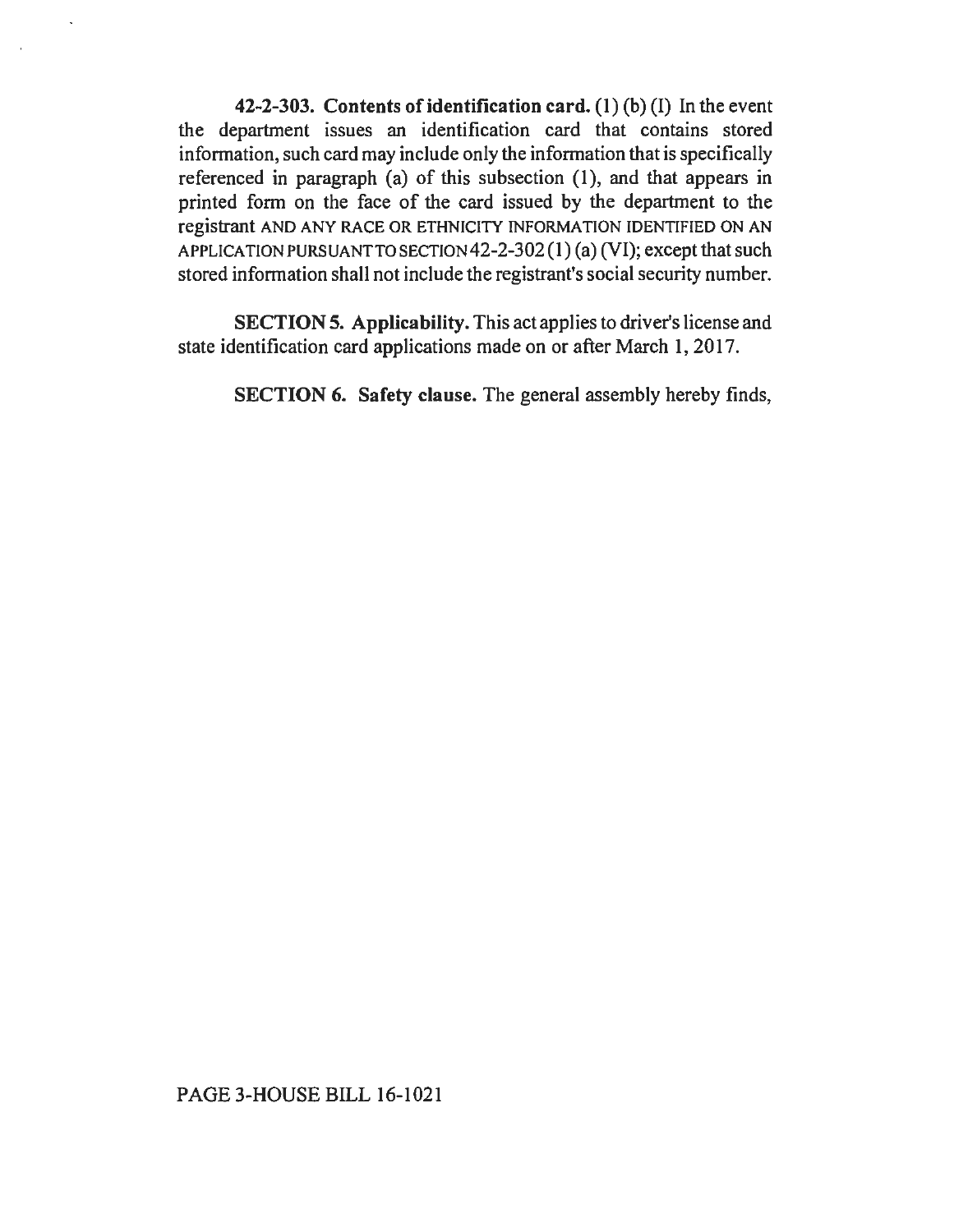**42-2-303. Contents of identification card.** (1) (b) (I) In the event the department issues an identification card that contains stored information, such card may include only the information that is specifically referenced in paragraph (a) of this subsection (1), and that appears in printed form on the face of the card issued by the department to the registrant AND ANY RACE OR ETHNICITY INFORMATION IDENTIFIED ON AN APPLICATION PURSUANT TO SECTION 42-2-302 (1) (a) (VI); except that such stored information shall not include the registrant's social security number.

**SECTION 5. Applicability.** This act applies to driver's license and state identification card applications made on or after March 1, 2017.

**SECTION 6. Safety clause.** The general assembly hereby finds,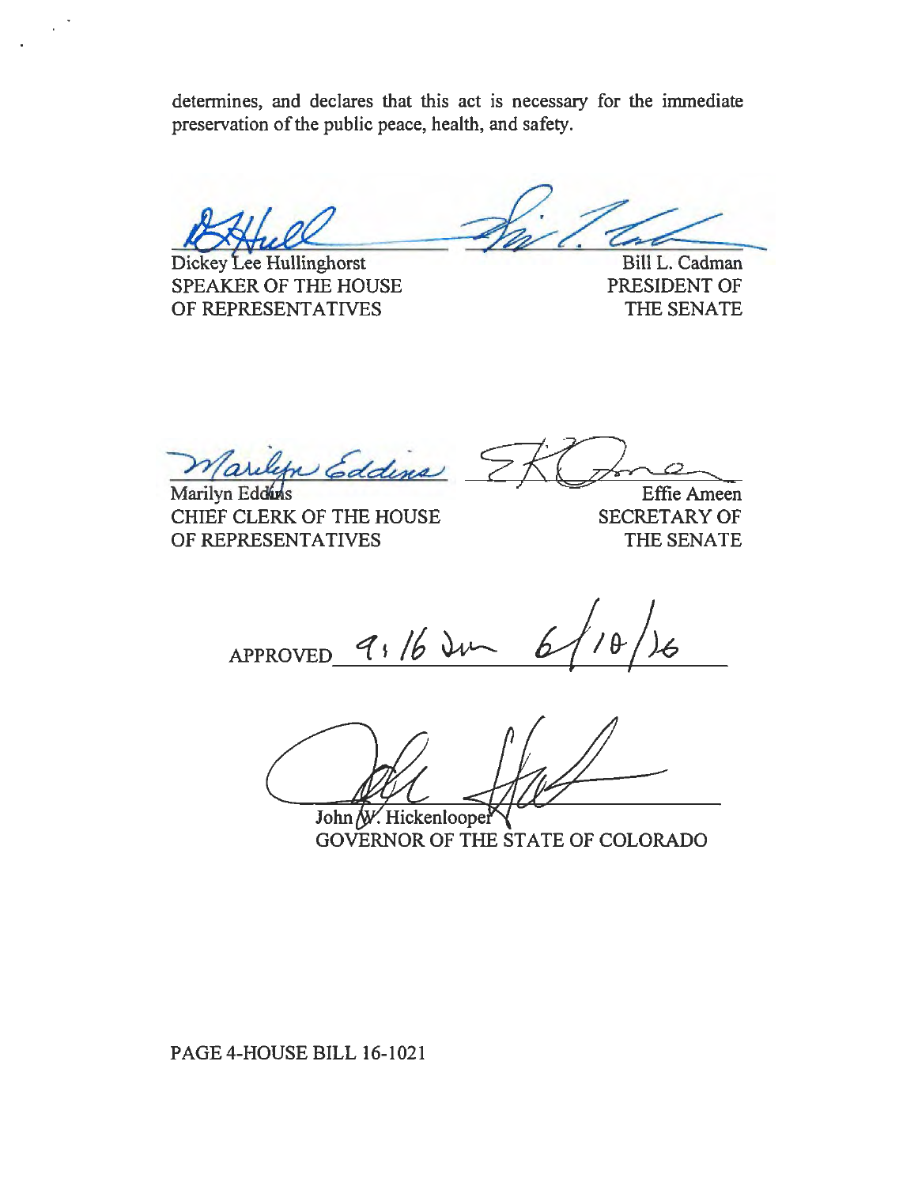determines, and declares that this act is necessary for the immediate preservation of the public peace, health, and safety.

Dickey Lee Hullinghorst
SPEAKER OF THE HOUSE
OF REPRESENTATIVES

Bill L. Cadman
PRESIDENT OF
THE SENATE

Marilyn Eddins
CHIEF CLERK OF THE HOUSE
OF REPRESENTATIVES

Effie Ameen
SECRETARY OF
THE SENATE

APPROVED 9:16 am 6/10/16

John W. Hickenlooper
GOVERNOR OF THE STATE OF COLORADO

PAGE 4-HOUSE BILL 16-1021